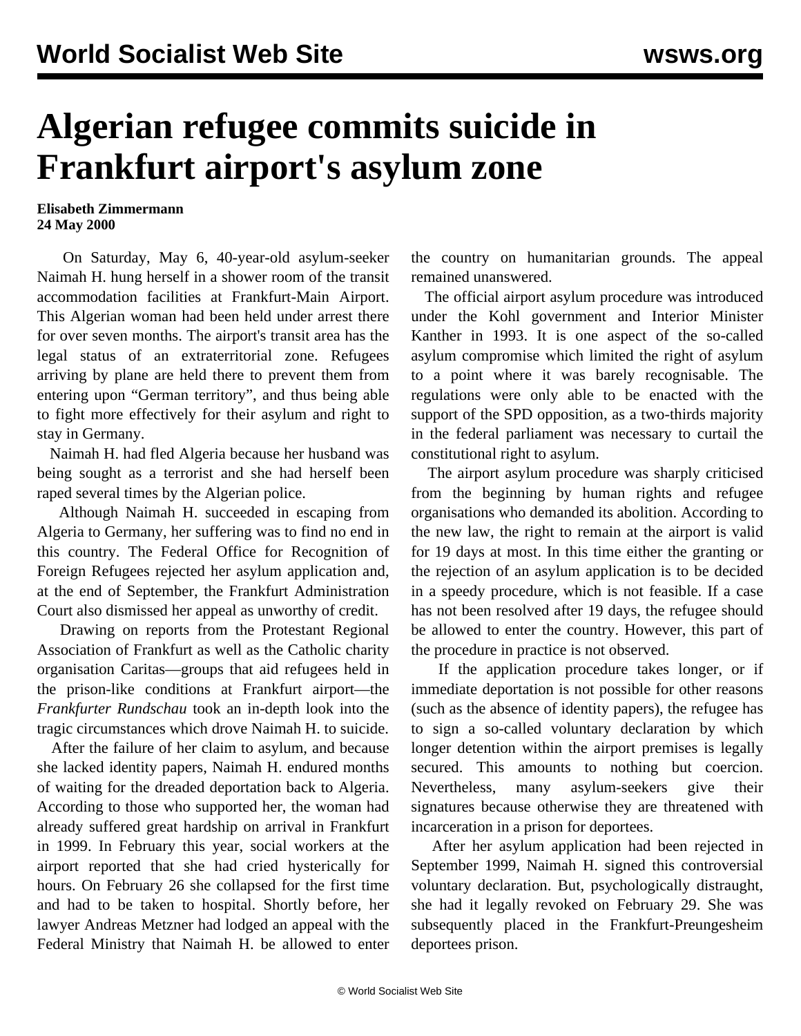# Algerian refugee commits suicide in Frankfurt airport's asylum zone

**Elisabeth Zimmermann**
**24 May 2000**

On Saturday, May 6, 40-year-old asylum-seeker Naimah H. hung herself in a shower room of the transit accommodation facilities at Frankfurt-Main Airport. This Algerian woman had been held under arrest there for over seven months. The airport's transit area has the legal status of an extraterritorial zone. Refugees arriving by plane are held there to prevent them from entering upon "German territory", and thus being able to fight more effectively for their asylum and right to stay in Germany.

Naimah H. had fled Algeria because her husband was being sought as a terrorist and she had herself been raped several times by the Algerian police.

Although Naimah H. succeeded in escaping from Algeria to Germany, her suffering was to find no end in this country. The Federal Office for Recognition of Foreign Refugees rejected her asylum application and, at the end of September, the Frankfurt Administration Court also dismissed her appeal as unworthy of credit.

Drawing on reports from the Protestant Regional Association of Frankfurt as well as the Catholic charity organisation Caritas—groups that aid refugees held in the prison-like conditions at Frankfurt airport—the *Frankfurter Rundschau* took an in-depth look into the tragic circumstances which drove Naimah H. to suicide.

After the failure of her claim to asylum, and because she lacked identity papers, Naimah H. endured months of waiting for the dreaded deportation back to Algeria. According to those who supported her, the woman had already suffered great hardship on arrival in Frankfurt in 1999. In February this year, social workers at the airport reported that she had cried hysterically for hours. On February 26 she collapsed for the first time and had to be taken to hospital. Shortly before, her lawyer Andreas Metzner had lodged an appeal with the Federal Ministry that Naimah H. be allowed to enter the country on humanitarian grounds. The appeal remained unanswered.

The official airport asylum procedure was introduced under the Kohl government and Interior Minister Kanther in 1993. It is one aspect of the so-called asylum compromise which limited the right of asylum to a point where it was barely recognisable. The regulations were only able to be enacted with the support of the SPD opposition, as a two-thirds majority in the federal parliament was necessary to curtail the constitutional right to asylum.

The airport asylum procedure was sharply criticised from the beginning by human rights and refugee organisations who demanded its abolition. According to the new law, the right to remain at the airport is valid for 19 days at most. In this time either the granting or the rejection of an asylum application is to be decided in a speedy procedure, which is not feasible. If a case has not been resolved after 19 days, the refugee should be allowed to enter the country. However, this part of the procedure in practice is not observed.

If the application procedure takes longer, or if immediate deportation is not possible for other reasons (such as the absence of identity papers), the refugee has to sign a so-called voluntary declaration by which longer detention within the airport premises is legally secured. This amounts to nothing but coercion. Nevertheless, many asylum-seekers give their signatures because otherwise they are threatened with incarceration in a prison for deportees.

After her asylum application had been rejected in September 1999, Naimah H. signed this controversial voluntary declaration. But, psychologically distraught, she had it legally revoked on February 29. She was subsequently placed in the Frankfurt-Preungesheim deportees prison.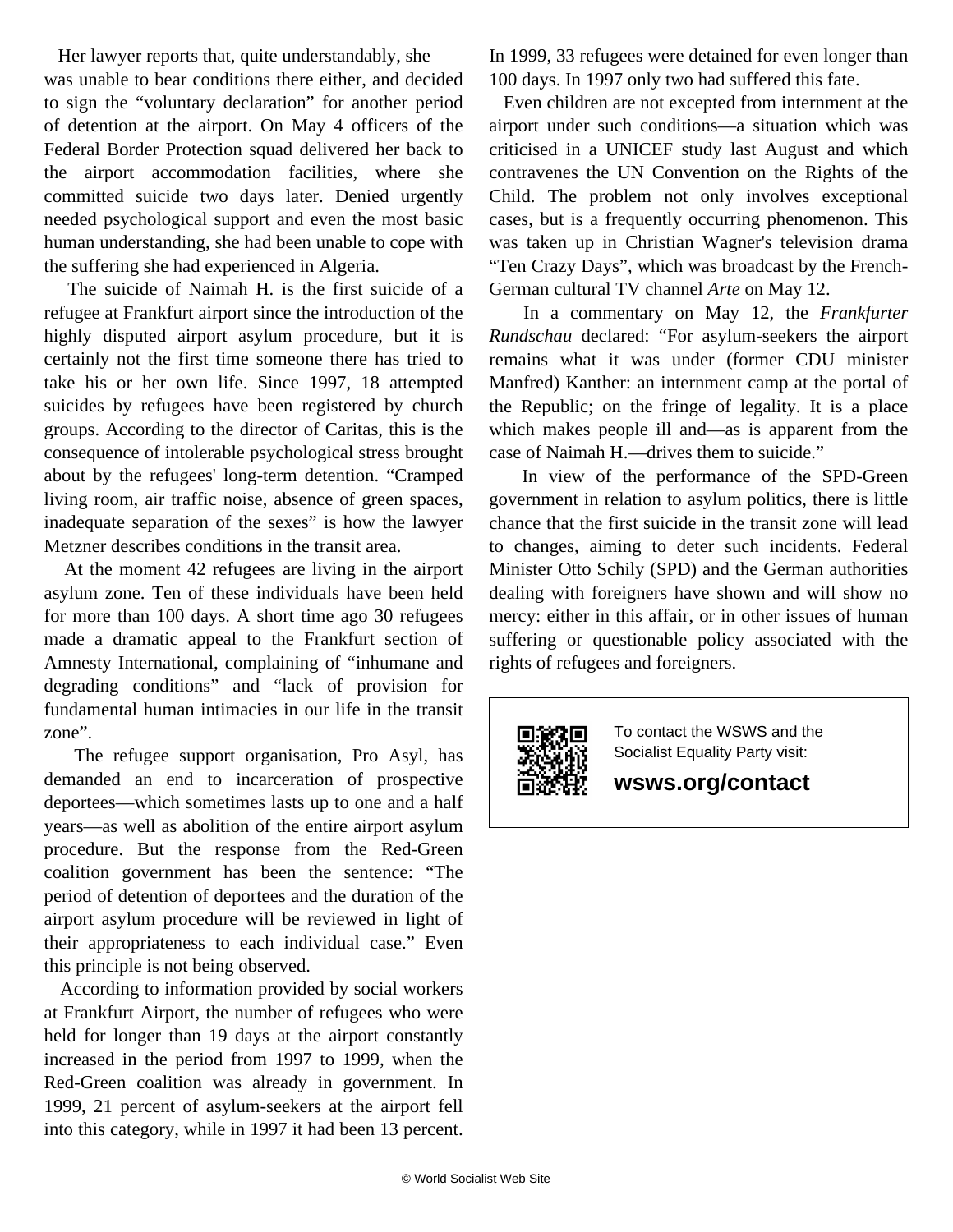Her lawyer reports that, quite understandably, she was unable to bear conditions there either, and decided to sign the "voluntary declaration" for another period of detention at the airport. On May 4 officers of the Federal Border Protection squad delivered her back to the airport accommodation facilities, where she committed suicide two days later. Denied urgently needed psychological support and even the most basic human understanding, she had been unable to cope with the suffering she had experienced in Algeria.

The suicide of Naimah H. is the first suicide of a refugee at Frankfurt airport since the introduction of the highly disputed airport asylum procedure, but it is certainly not the first time someone there has tried to take his or her own life. Since 1997, 18 attempted suicides by refugees have been registered by church groups. According to the director of Caritas, this is the consequence of intolerable psychological stress brought about by the refugees' long-term detention. "Cramped living room, air traffic noise, absence of green spaces, inadequate separation of the sexes" is how the lawyer Metzner describes conditions in the transit area.

At the moment 42 refugees are living in the airport asylum zone. Ten of these individuals have been held for more than 100 days. A short time ago 30 refugees made a dramatic appeal to the Frankfurt section of Amnesty International, complaining of "inhumane and degrading conditions" and "lack of provision for fundamental human intimacies in our life in the transit zone".

The refugee support organisation, Pro Asyl, has demanded an end to incarceration of prospective deportees—which sometimes lasts up to one and a half years—as well as abolition of the entire airport asylum procedure. But the response from the Red-Green coalition government has been the sentence: "The period of detention of deportees and the duration of the airport asylum procedure will be reviewed in light of their appropriateness to each individual case." Even this principle is not being observed.

According to information provided by social workers at Frankfurt Airport, the number of refugees who were held for longer than 19 days at the airport constantly increased in the period from 1997 to 1999, when the Red-Green coalition was already in government. In 1999, 21 percent of asylum-seekers at the airport fell into this category, while in 1997 it had been 13 percent. In 1999, 33 refugees were detained for even longer than 100 days. In 1997 only two had suffered this fate.

Even children are not excepted from internment at the airport under such conditions—a situation which was criticised in a UNICEF study last August and which contravenes the UN Convention on the Rights of the Child. The problem not only involves exceptional cases, but is a frequently occurring phenomenon. This was taken up in Christian Wagner's television drama "Ten Crazy Days", which was broadcast by the French-German cultural TV channel *Arte* on May 12.

In a commentary on May 12, the *Frankfurter Rundschau* declared: "For asylum-seekers the airport remains what it was under (former CDU minister Manfred) Kanther: an internment camp at the portal of the Republic; on the fringe of legality. It is a place which makes people ill and—as is apparent from the case of Naimah H.—drives them to suicide."

In view of the performance of the SPD-Green government in relation to asylum politics, there is little chance that the first suicide in the transit zone will lead to changes, aiming to deter such incidents. Federal Minister Otto Schily (SPD) and the German authorities dealing with foreigners have shown and will show no mercy: either in this affair, or in other issues of human suffering or questionable policy associated with the rights of refugees and foreigners.

To contact the WSWS and the Socialist Equality Party visit:

**wsws.org/contact**